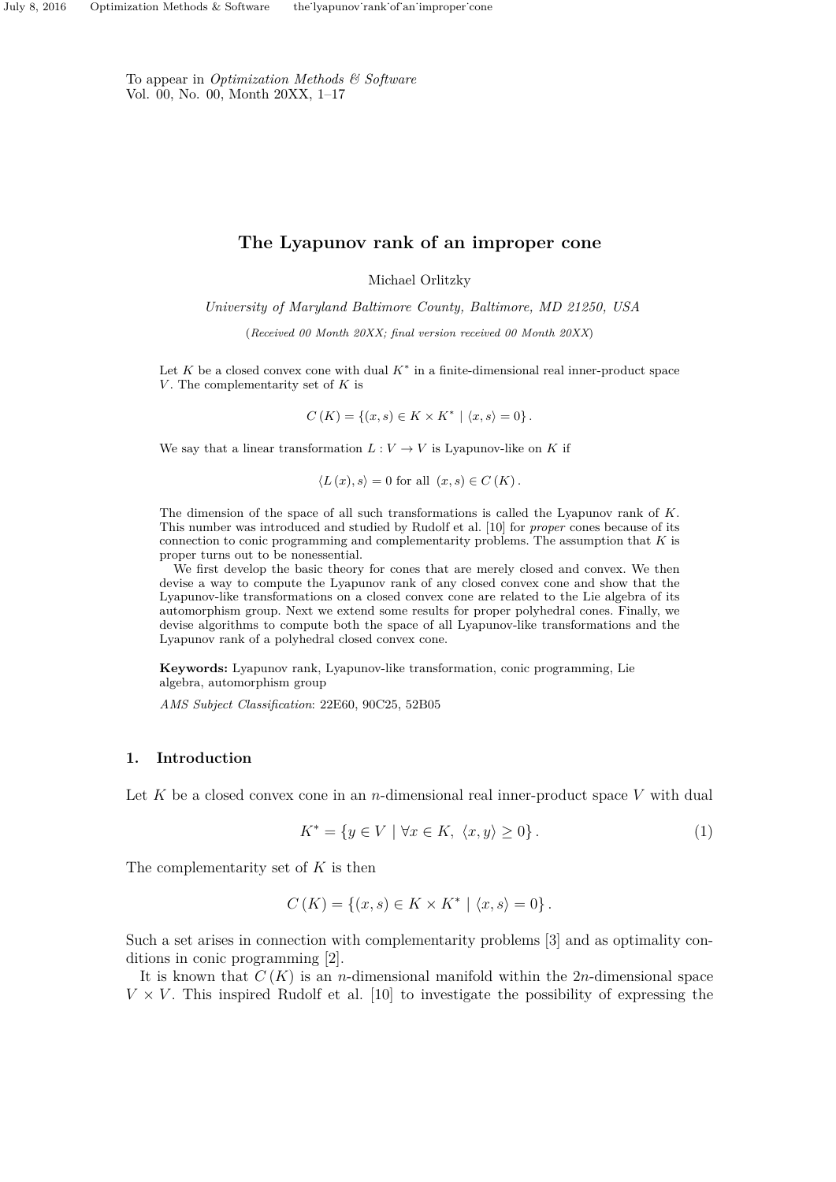To appear in *Optimization Methods & Software*
Vol. 00, No. 00, Month 20XX, 1–17

# The Lyapunov rank of an improper cone

Michael Orlitzky

*University of Maryland Baltimore County, Baltimore, MD 21250, USA*

(*Received 00 Month 20XX; final version received 00 Month 20XX*)

Let $K$ be a closed convex cone with dual $K^*$ in a finite-dimensional real inner-product space $V$. The complementarity set of $K$ is

$$C(K) = \{(x, s) \in K \times K^* \mid \langle x, s \rangle = 0\}.$$

We say that a linear transformation $L : V \to V$ is Lyapunov-like on $K$ if

$$\langle L(x), s \rangle = 0 \text{ for all } (x, s) \in C(K).$$

The dimension of the space of all such transformations is called the Lyapunov rank of $K$. This number was introduced and studied by Rudolf et al. [10] for *proper* cones because of its connection to conic programming and complementarity problems. The assumption that $K$ is proper turns out to be nonessential.

We first develop the basic theory for cones that are merely closed and convex. We then devise a way to compute the Lyapunov rank of any closed convex cone and show that the Lyapunov-like transformations on a closed convex cone are related to the Lie algebra of its automorphism group. Next we extend some results for proper polyhedral cones. Finally, we devise algorithms to compute both the space of all Lyapunov-like transformations and the Lyapunov rank of a polyhedral closed convex cone.

**Keywords:** Lyapunov rank, Lyapunov-like transformation, conic programming, Lie algebra, automorphism group

*AMS Subject Classification*: 22E60, 90C25, 52B05

## 1. Introduction

Let $K$ be a closed convex cone in an $n$-dimensional real inner-product space $V$ with dual

$$K^* = \{y \in V \mid \forall x \in K, \ \langle x, y \rangle \geq 0\}. \tag{1}$$

The complementarity set of $K$ is then

$$C(K) = \{(x, s) \in K \times K^* \mid \langle x, s \rangle = 0\}.$$

Such a set arises in connection with complementarity problems [3] and as optimality conditions in conic programming [2].

It is known that $C(K)$ is an $n$-dimensional manifold within the $2n$-dimensional space $V \times V$. This inspired Rudolf et al. [10] to investigate the possibility of expressing the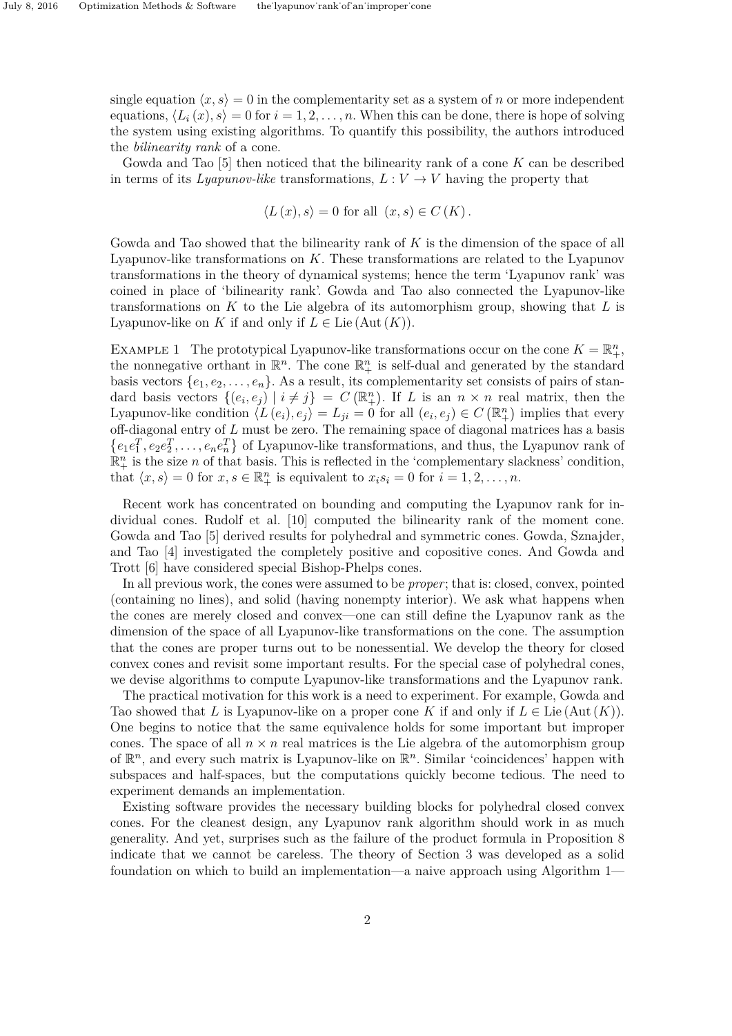single equation $\langle x, s\rangle = 0$ in the complementarity set as a system of $n$ or more independent equations, $\langle L_i(x), s\rangle = 0$ for $i = 1, 2, \ldots, n$. When this can be done, there is hope of solving the system using existing algorithms. To quantify this possibility, the authors introduced the *bilinearity rank* of a cone.

Gowda and Tao [5] then noticed that the bilinearity rank of a cone $K$ can be described in terms of its *Lyapunov-like* transformations, $L : V \to V$ having the property that

$$\langle L(x), s\rangle = 0 \text{ for all } (x, s) \in C(K).$$

Gowda and Tao showed that the bilinearity rank of $K$ is the dimension of the space of all Lyapunov-like transformations on $K$. These transformations are related to the Lyapunov transformations in the theory of dynamical systems; hence the term 'Lyapunov rank' was coined in place of 'bilinearity rank'. Gowda and Tao also connected the Lyapunov-like transformations on $K$ to the Lie algebra of its automorphism group, showing that $L$ is Lyapunov-like on $K$ if and only if $L \in \operatorname{Lie}(\operatorname{Aut}(K))$.

Example 1 The prototypical Lyapunov-like transformations occur on the cone $K = \mathbb{R}^n_+$, the nonnegative orthant in $\mathbb{R}^n$. The cone $\mathbb{R}^n_+$ is self-dual and generated by the standard basis vectors $\{e_1, e_2, \ldots, e_n\}$. As a result, its complementarity set consists of pairs of standard basis vectors $\{(e_i, e_j) \mid i \neq j\} = C(\mathbb{R}^n_+)$. If $L$ is an $n \times n$ real matrix, then the Lyapunov-like condition $\langle L(e_i), e_j\rangle = L_{ji} = 0$ for all $(e_i, e_j) \in C(\mathbb{R}^n_+)$ implies that every off-diagonal entry of $L$ must be zero. The remaining space of diagonal matrices has a basis $\{e_1 e_1^T, e_2 e_2^T, \ldots, e_n e_n^T\}$ of Lyapunov-like transformations, and thus, the Lyapunov rank of $\mathbb{R}^n_+$ is the size $n$ of that basis. This is reflected in the 'complementary slackness' condition, that $\langle x, s\rangle = 0$ for $x, s \in \mathbb{R}^n_+$ is equivalent to $x_i s_i = 0$ for $i = 1, 2, \ldots, n$.

Recent work has concentrated on bounding and computing the Lyapunov rank for individual cones. Rudolf et al. [10] computed the bilinearity rank of the moment cone. Gowda and Tao [5] derived results for polyhedral and symmetric cones. Gowda, Sznajder, and Tao [4] investigated the completely positive and copositive cones. And Gowda and Trott [6] have considered special Bishop-Phelps cones.

In all previous work, the cones were assumed to be *proper*; that is: closed, convex, pointed (containing no lines), and solid (having nonempty interior). We ask what happens when the cones are merely closed and convex—one can still define the Lyapunov rank as the dimension of the space of all Lyapunov-like transformations on the cone. The assumption that the cones are proper turns out to be nonessential. We develop the theory for closed convex cones and revisit some important results. For the special case of polyhedral cones, we devise algorithms to compute Lyapunov-like transformations and the Lyapunov rank.

The practical motivation for this work is a need to experiment. For example, Gowda and Tao showed that $L$ is Lyapunov-like on a proper cone $K$ if and only if $L \in \operatorname{Lie}(\operatorname{Aut}(K))$. One begins to notice that the same equivalence holds for some important but improper cones. The space of all $n \times n$ real matrices is the Lie algebra of the automorphism group of $\mathbb{R}^n$, and every such matrix is Lyapunov-like on $\mathbb{R}^n$. Similar 'coincidences' happen with subspaces and half-spaces, but the computations quickly become tedious. The need to experiment demands an implementation.

Existing software provides the necessary building blocks for polyhedral closed convex cones. For the cleanest design, any Lyapunov rank algorithm should work in as much generality. And yet, surprises such as the failure of the product formula in Proposition 8 indicate that we cannot be careless. The theory of Section 3 was developed as a solid foundation on which to build an implementation—a naive approach using Algorithm 1—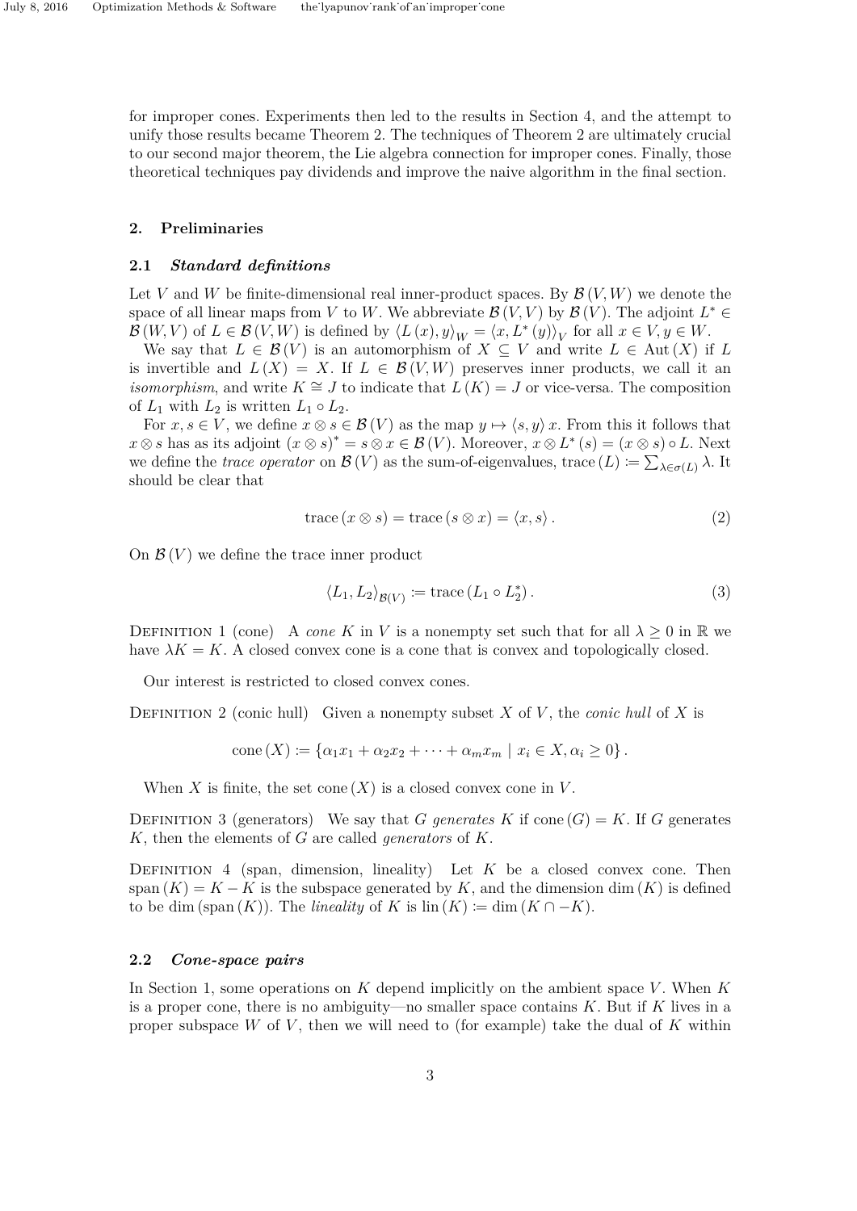for improper cones. Experiments then led to the results in Section 4, and the attempt to unify those results became Theorem 2. The techniques of Theorem 2 are ultimately crucial to our second major theorem, the Lie algebra connection for improper cones. Finally, those theoretical techniques pay dividends and improve the naive algorithm in the final section.

## 2. Preliminaries

### 2.1 *Standard definitions*

Let $V$ and $W$ be finite-dimensional real inner-product spaces. By $\mathcal{B}(V,W)$ we denote the space of all linear maps from $V$ to $W$. We abbreviate $\mathcal{B}(V,V)$ by $\mathcal{B}(V)$. The adjoint $L^* \in \mathcal{B}(W,V)$ of $L \in \mathcal{B}(V,W)$ is defined by $\langle L(x), y\rangle_W = \langle x, L^*(y)\rangle_V$ for all $x \in V, y \in W$.

We say that $L \in \mathcal{B}(V)$ is an automorphism of $X \subseteq V$ and write $L \in \operatorname{Aut}(X)$ if $L$ is invertible and $L(X) = X$. If $L \in \mathcal{B}(V,W)$ preserves inner products, we call it an *isomorphism*, and write $K \cong J$ to indicate that $L(K) = J$ or vice-versa. The composition of $L_1$ with $L_2$ is written $L_1 \circ L_2$.

For $x, s \in V$, we define $x \otimes s \in \mathcal{B}(V)$ as the map $y \mapsto \langle s, y\rangle x$. From this it follows that $x \otimes s$ has as its adjoint $(x \otimes s)^* = s \otimes x \in \mathcal{B}(V)$. Moreover, $x \otimes L^*(s) = (x \otimes s) \circ L$. Next we define the *trace operator* on $\mathcal{B}(V)$ as the sum-of-eigenvalues, $\operatorname{trace}(L) \coloneqq \sum_{\lambda \in \sigma(L)} \lambda$. It should be clear that

$$\operatorname{trace}(x \otimes s) = \operatorname{trace}(s \otimes x) = \langle x, s\rangle. \tag{2}$$

On $\mathcal{B}(V)$ we define the trace inner product

$$\langle L_1, L_2\rangle_{\mathcal{B}(V)} \coloneqq \operatorname{trace}(L_1 \circ L_2^*). \tag{3}$$

Definition 1 (cone) A *cone* $K$ in $V$ is a nonempty set such that for all $\lambda \geq 0$ in $\mathbb{R}$ we have $\lambda K = K$. A closed convex cone is a cone that is convex and topologically closed.

Our interest is restricted to closed convex cones.

Definition 2 (conic hull) Given a nonempty subset $X$ of $V$, the *conic hull* of $X$ is

$$\operatorname{cone}(X) \coloneqq \{\alpha_1 x_1 + \alpha_2 x_2 + \cdots + \alpha_m x_m \mid x_i \in X, \alpha_i \geq 0\}.$$

When $X$ is finite, the set $\operatorname{cone}(X)$ is a closed convex cone in $V$.

Definition 3 (generators) We say that $G$ *generates* $K$ if $\operatorname{cone}(G) = K$. If $G$ generates $K$, then the elements of $G$ are called *generators* of $K$.

Definition 4 (span, dimension, lineality) Let $K$ be a closed convex cone. Then $\operatorname{span}(K) = K - K$ is the subspace generated by $K$, and the dimension $\dim(K)$ is defined to be $\dim(\operatorname{span}(K))$. The *lineality* of $K$ is $\operatorname{lin}(K) \coloneqq \dim(K \cap -K)$.

### 2.2 *Cone-space pairs*

In Section 1, some operations on $K$ depend implicitly on the ambient space $V$. When $K$ is a proper cone, there is no ambiguity—no smaller space contains $K$. But if $K$ lives in a proper subspace $W$ of $V$, then we will need to (for example) take the dual of $K$ within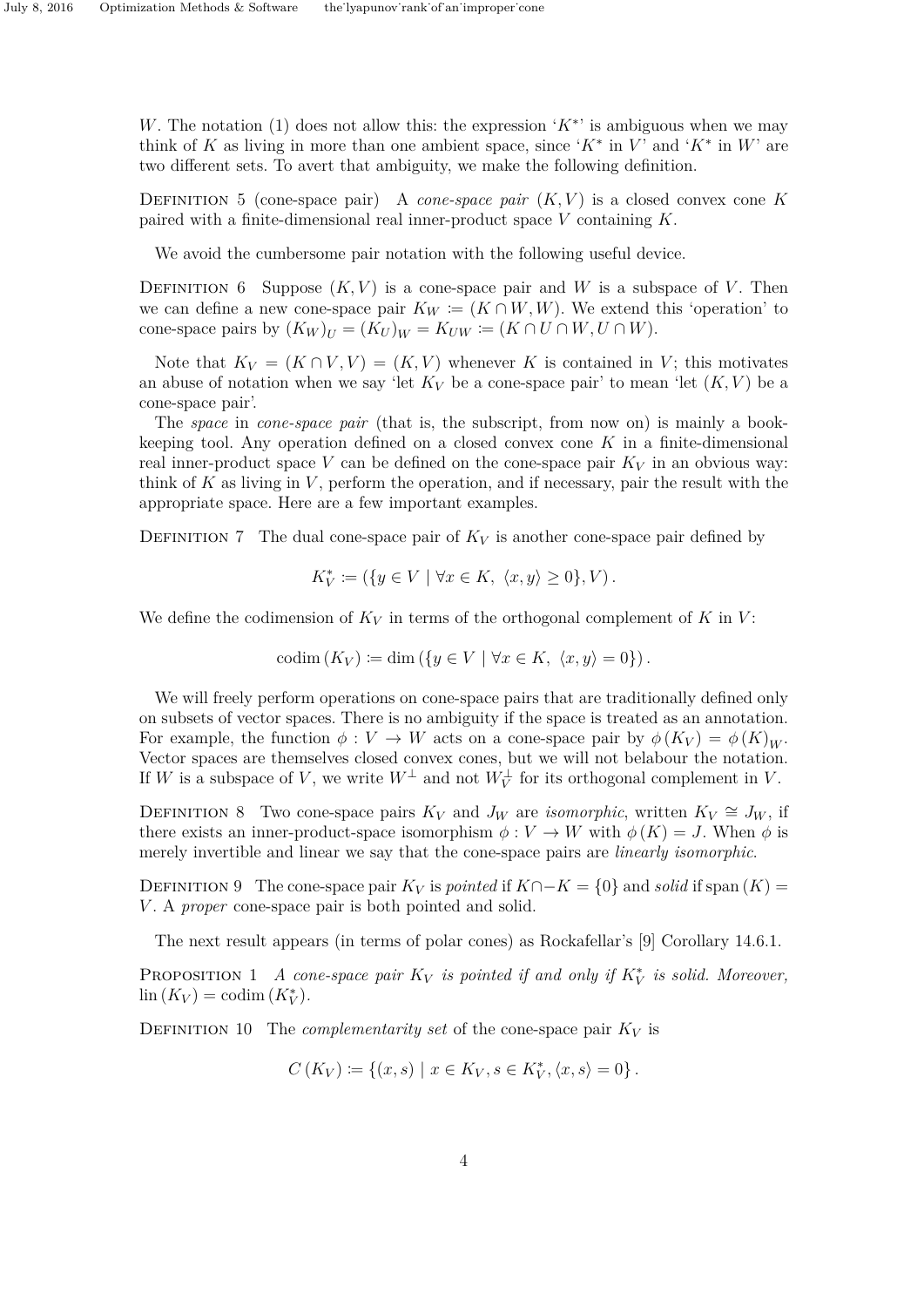$W$. The notation (1) does not allow this: the expression '$K^*$' is ambiguous when we may think of $K$ as living in more than one ambient space, since '$K^*$ in $V$' and '$K^*$ in $W$' are two different sets. To avert that ambiguity, we make the following definition.

Definition 5 (cone-space pair) A *cone-space pair* $(K, V)$ is a closed convex cone $K$ paired with a finite-dimensional real inner-product space $V$ containing $K$.

We avoid the cumbersome pair notation with the following useful device.

Definition 6 Suppose $(K, V)$ is a cone-space pair and $W$ is a subspace of $V$. Then we can define a new cone-space pair $K_W := (K \cap W, W)$. We extend this 'operation' to cone-space pairs by $(K_W)_U = (K_U)_W = K_{UW} := (K \cap U \cap W, U \cap W)$.

Note that $K_V = (K \cap V, V) = (K, V)$ whenever $K$ is contained in $V$; this motivates an abuse of notation when we say 'let $K_V$ be a cone-space pair' to mean 'let $(K, V)$ be a cone-space pair'.

The *space* in *cone-space pair* (that is, the subscript, from now on) is mainly a book-keeping tool. Any operation defined on a closed convex cone $K$ in a finite-dimensional real inner-product space $V$ can be defined on the cone-space pair $K_V$ in an obvious way: think of $K$ as living in $V$, perform the operation, and if necessary, pair the result with the appropriate space. Here are a few important examples.

Definition 7 The dual cone-space pair of $K_V$ is another cone-space pair defined by

$$K_V^* := (\{y \in V \mid \forall x \in K,\ \langle x, y\rangle \geq 0\}, V).$$

We define the codimension of $K_V$ in terms of the orthogonal complement of $K$ in $V$:

$$\operatorname{codim}(K_V) := \dim(\{y \in V \mid \forall x \in K,\ \langle x, y\rangle = 0\}).$$

We will freely perform operations on cone-space pairs that are traditionally defined only on subsets of vector spaces. There is no ambiguity if the space is treated as an annotation. For example, the function $\phi : V \to W$ acts on a cone-space pair by $\phi(K_V) = \phi(K)_W$. Vector spaces are themselves closed convex cones, but we will not belabour the notation. If $W$ is a subspace of $V$, we write $W^\perp$ and not $W_V^\perp$ for its orthogonal complement in $V$.

Definition 8 Two cone-space pairs $K_V$ and $J_W$ are *isomorphic*, written $K_V \cong J_W$, if there exists an inner-product-space isomorphism $\phi : V \to W$ with $\phi(K) = J$. When $\phi$ is merely invertible and linear we say that the cone-space pairs are *linearly isomorphic*.

Definition 9 The cone-space pair $K_V$ is *pointed* if $K \cap -K = \{0\}$ and *solid* if $\operatorname{span}(K) = V$. A *proper* cone-space pair is both pointed and solid.

The next result appears (in terms of polar cones) as Rockafellar's [9] Corollary 14.6.1.

Proposition 1 *A cone-space pair $K_V$ is pointed if and only if $K_V^*$ is solid. Moreover,* $\operatorname{lin}(K_V) = \operatorname{codim}(K_V^*)$.

Definition 10 The *complementarity set* of the cone-space pair $K_V$ is

$$C(K_V) := \{(x, s) \mid x \in K_V, s \in K_V^*, \langle x, s\rangle = 0\}.$$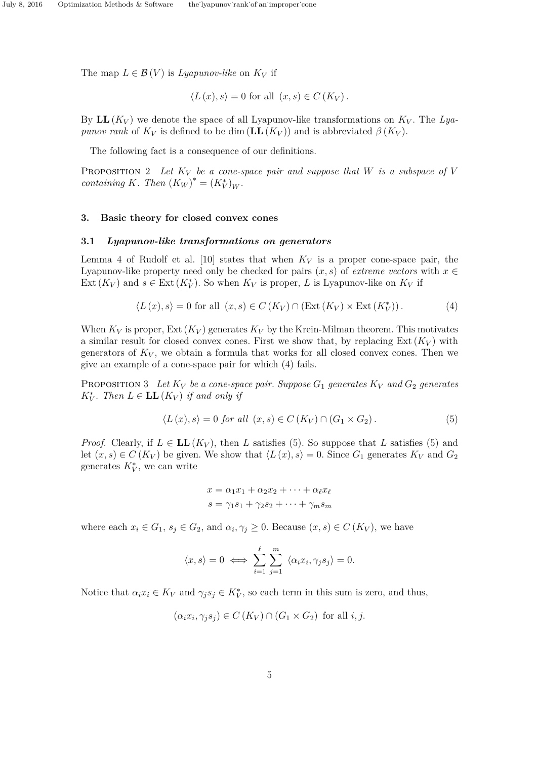The map $L \in \mathcal{B}(V)$ is *Lyapunov-like* on $K_V$ if

$$\langle L(x), s\rangle = 0 \text{ for all } (x,s) \in C(K_V).$$

By $\mathbf{LL}(K_V)$ we denote the space of all Lyapunov-like transformations on $K_V$. The *Lyapunov rank* of $K_V$ is defined to be $\dim(\mathbf{LL}(K_V))$ and is abbreviated $\beta(K_V)$.

The following fact is a consequence of our definitions.

PROPOSITION 2 *Let $K_V$ be a cone-space pair and suppose that $W$ is a subspace of $V$ containing $K$. Then $(K_W)^* = (K_V^*)_W$.*

## 3. Basic theory for closed convex cones

### 3.1 *Lyapunov-like transformations on generators*

Lemma 4 of Rudolf et al. [10] states that when $K_V$ is a proper cone-space pair, the Lyapunov-like property need only be checked for pairs $(x,s)$ of *extreme vectors* with $x \in \operatorname{Ext}(K_V)$ and $s \in \operatorname{Ext}(K_V^*)$. So when $K_V$ is proper, $L$ is Lyapunov-like on $K_V$ if

$$\langle L(x), s\rangle = 0 \text{ for all } (x,s) \in C(K_V) \cap (\operatorname{Ext}(K_V) \times \operatorname{Ext}(K_V^*)). \tag{4}$$

When $K_V$ is proper, $\operatorname{Ext}(K_V)$ generates $K_V$ by the Krein-Milman theorem. This motivates a similar result for closed convex cones. First we show that, by replacing $\operatorname{Ext}(K_V)$ with generators of $K_V$, we obtain a formula that works for all closed convex cones. Then we give an example of a cone-space pair for which (4) fails.

PROPOSITION 3 *Let $K_V$ be a cone-space pair. Suppose $G_1$ generates $K_V$ and $G_2$ generates $K_V^*$. Then $L \in \mathbf{LL}(K_V)$ if and only if*

$$\langle L(x), s\rangle = 0 \text{ for all } (x,s) \in C(K_V) \cap (G_1 \times G_2). \tag{5}$$

*Proof.* Clearly, if $L \in \mathbf{LL}(K_V)$, then $L$ satisfies (5). So suppose that $L$ satisfies (5) and let $(x,s) \in C(K_V)$ be given. We show that $\langle L(x), s\rangle = 0$. Since $G_1$ generates $K_V$ and $G_2$ generates $K_V^*$, we can write

$$\begin{aligned} x &= \alpha_1 x_1 + \alpha_2 x_2 + \cdots + \alpha_\ell x_\ell \\ s &= \gamma_1 s_1 + \gamma_2 s_2 + \cdots + \gamma_m s_m \end{aligned}$$

where each $x_i \in G_1$, $s_j \in G_2$, and $\alpha_i, \gamma_j \geq 0$. Because $(x,s) \in C(K_V)$, we have

$$\langle x, s\rangle = 0 \iff \sum_{i=1}^{\ell} \sum_{j=1}^{m} \langle \alpha_i x_i, \gamma_j s_j\rangle = 0.$$

Notice that $\alpha_i x_i \in K_V$ and $\gamma_j s_j \in K_V^*$, so each term in this sum is zero, and thus,

$$(\alpha_i x_i, \gamma_j s_j) \in C(K_V) \cap (G_1 \times G_2) \text{ for all } i, j.$$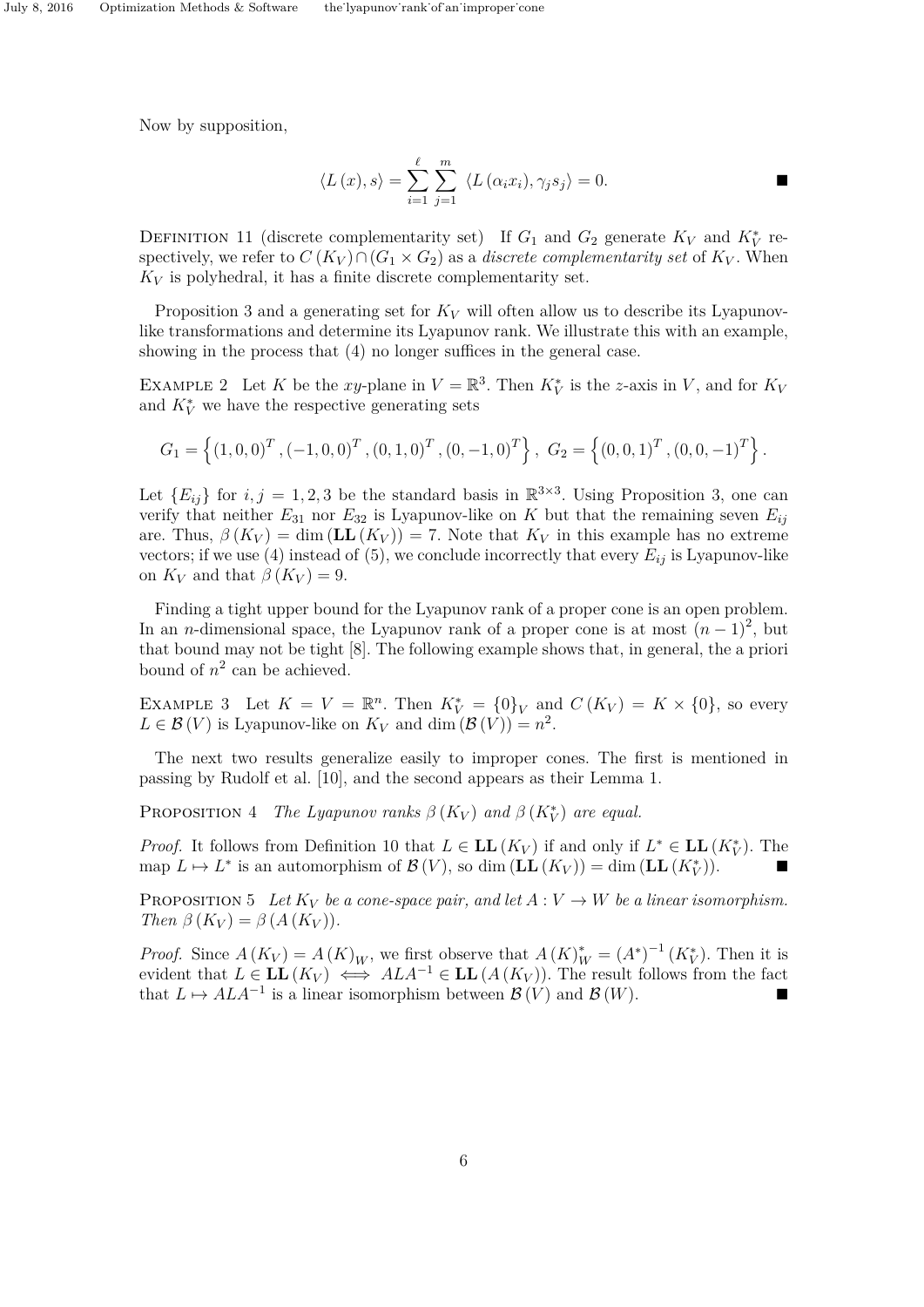Now by supposition,

$$\langle L(x), s\rangle = \sum_{i=1}^{\ell}\sum_{j=1}^{m} \langle L(\alpha_i x_i), \gamma_j s_j\rangle = 0. \qquad \blacksquare$$

Definition 11 (discrete complementarity set) If $G_1$ and $G_2$ generate $K_V$ and $K_V^*$ respectively, we refer to $C(K_V) \cap (G_1 \times G_2)$ as a *discrete complementarity set* of $K_V$. When $K_V$ is polyhedral, it has a finite discrete complementarity set.

Proposition 3 and a generating set for $K_V$ will often allow us to describe its Lyapunov-like transformations and determine its Lyapunov rank. We illustrate this with an example, showing in the process that (4) no longer suffices in the general case.

Example 2 Let $K$ be the $xy$-plane in $V = \mathbb{R}^3$. Then $K_V^*$ is the $z$-axis in $V$, and for $K_V$ and $K_V^*$ we have the respective generating sets

$$G_1 = \left\{(1,0,0)^T, (-1,0,0)^T, (0,1,0)^T, (0,-1,0)^T\right\},\ G_2 = \left\{(0,0,1)^T, (0,0,-1)^T\right\}.$$

Let $\{E_{ij}\}$ for $i,j = 1,2,3$ be the standard basis in $\mathbb{R}^{3\times 3}$. Using Proposition 3, one can verify that neither $E_{31}$ nor $E_{32}$ is Lyapunov-like on $K$ but that the remaining seven $E_{ij}$ are. Thus, $\beta(K_V) = \dim(\mathbf{LL}(K_V)) = 7$. Note that $K_V$ in this example has no extreme vectors; if we use (4) instead of (5), we conclude incorrectly that every $E_{ij}$ is Lyapunov-like on $K_V$ and that $\beta(K_V) = 9$.

Finding a tight upper bound for the Lyapunov rank of a proper cone is an open problem. In an $n$-dimensional space, the Lyapunov rank of a proper cone is at most $(n-1)^2$, but that bound may not be tight [8]. The following example shows that, in general, the a priori bound of $n^2$ can be achieved.

Example 3 Let $K = V = \mathbb{R}^n$. Then $K_V^* = \{0\}_V$ and $C(K_V) = K \times \{0\}$, so every $L \in \mathcal{B}(V)$ is Lyapunov-like on $K_V$ and $\dim(\mathcal{B}(V)) = n^2$.

The next two results generalize easily to improper cones. The first is mentioned in passing by Rudolf et al. [10], and the second appears as their Lemma 1.

Proposition 4 *The Lyapunov ranks $\beta(K_V)$ and $\beta(K_V^*)$ are equal.*

*Proof.* It follows from Definition 10 that $L \in \mathbf{LL}(K_V)$ if and only if $L^* \in \mathbf{LL}(K_V^*)$. The map $L \mapsto L^*$ is an automorphism of $\mathcal{B}(V)$, so $\dim(\mathbf{LL}(K_V)) = \dim(\mathbf{LL}(K_V^*))$. $\blacksquare$

Proposition 5 *Let $K_V$ be a cone-space pair, and let $A : V \to W$ be a linear isomorphism. Then $\beta(K_V) = \beta(A(K_V))$.*

*Proof.* Since $A(K_V) = A(K)_W$, we first observe that $A(K)_W^* = (A^*)^{-1}(K_V^*)$. Then it is evident that $L \in \mathbf{LL}(K_V) \iff ALA^{-1} \in \mathbf{LL}(A(K_V))$. The result follows from the fact that $L \mapsto ALA^{-1}$ is a linear isomorphism between $\mathcal{B}(V)$ and $\mathcal{B}(W)$. $\blacksquare$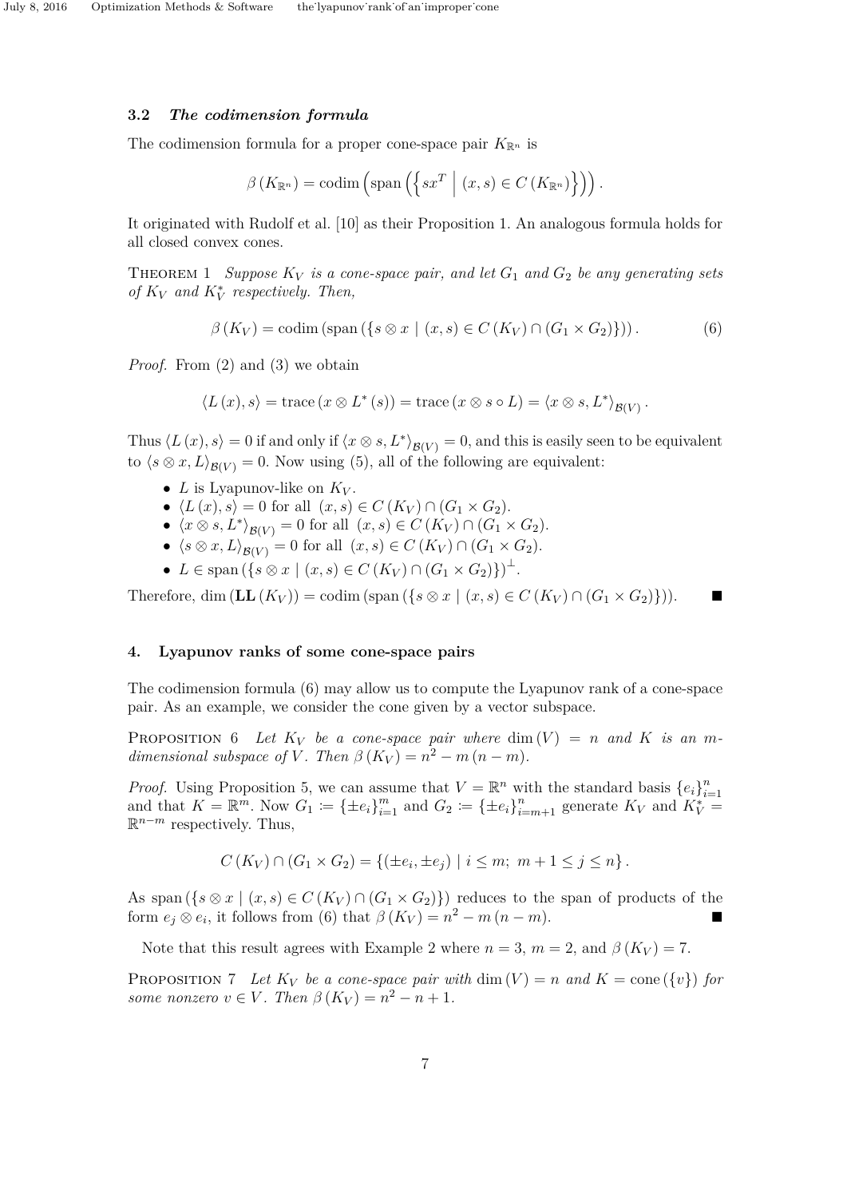### 3.2 *The codimension formula*

The codimension formula for a proper cone-space pair $K_{\mathbb{R}^n}$ is

$$\beta(K_{\mathbb{R}^n}) = \operatorname{codim}\left(\operatorname{span}\left(\left\{ sx^T \;\middle|\; (x,s) \in C(K_{\mathbb{R}^n}) \right\}\right)\right).$$

It originated with Rudolf et al. [10] as their Proposition 1. An analogous formula holds for all closed convex cones.

THEOREM 1 *Suppose $K_V$ is a cone-space pair, and let $G_1$ and $G_2$ be any generating sets of $K_V$ and $K_V^*$ respectively. Then,*

$$\beta(K_V) = \operatorname{codim}\left(\operatorname{span}\left(\left\{ s \otimes x \mid (x,s) \in C(K_V) \cap (G_1 \times G_2) \right\}\right)\right). \tag{6}$$

*Proof.* From (2) and (3) we obtain

$$\langle L(x), s \rangle = \operatorname{trace}(x \otimes L^*(s)) = \operatorname{trace}(x \otimes s \circ L) = \langle x \otimes s, L^* \rangle_{\mathcal{B}(V)}.$$

Thus $\langle L(x), s \rangle = 0$ if and only if $\langle x \otimes s, L^* \rangle_{\mathcal{B}(V)} = 0$, and this is easily seen to be equivalent to $\langle s \otimes x, L \rangle_{\mathcal{B}(V)} = 0$. Now using (5), all of the following are equivalent:

- $L$ is Lyapunov-like on $K_V$.
- $\langle L(x), s \rangle = 0$ for all $(x,s) \in C(K_V) \cap (G_1 \times G_2)$.
- $\langle x \otimes s, L^* \rangle_{\mathcal{B}(V)} = 0$ for all $(x,s) \in C(K_V) \cap (G_1 \times G_2)$.
- $\langle s \otimes x, L \rangle_{\mathcal{B}(V)} = 0$ for all $(x,s) \in C(K_V) \cap (G_1 \times G_2)$.
- $L \in \operatorname{span}\left(\left\{ s \otimes x \mid (x,s) \in C(K_V) \cap (G_1 \times G_2) \right\}\right)^{\perp}$.

Therefore, $\dim(\mathbf{LL}(K_V)) = \operatorname{codim}\left(\operatorname{span}\left(\left\{ s \otimes x \mid (x,s) \in C(K_V) \cap (G_1 \times G_2) \right\}\right)\right)$. ∎

## 4. Lyapunov ranks of some cone-space pairs

The codimension formula (6) may allow us to compute the Lyapunov rank of a cone-space pair. As an example, we consider the cone given by a vector subspace.

PROPOSITION 6 *Let $K_V$ be a cone-space pair where $\dim(V) = n$ and $K$ is an $m$-dimensional subspace of $V$. Then $\beta(K_V) = n^2 - m(n-m)$.*

*Proof.* Using Proposition 5, we can assume that $V = \mathbb{R}^n$ with the standard basis $\{e_i\}_{i=1}^n$ and that $K = \mathbb{R}^m$. Now $G_1 := \{\pm e_i\}_{i=1}^m$ and $G_2 := \{\pm e_i\}_{i=m+1}^n$ generate $K_V$ and $K_V^* = \mathbb{R}^{n-m}$ respectively. Thus,

$$C(K_V) \cap (G_1 \times G_2) = \left\{ (\pm e_i, \pm e_j) \mid i \leq m;\; m+1 \leq j \leq n \right\}.$$

As $\operatorname{span}\left(\left\{ s \otimes x \mid (x,s) \in C(K_V) \cap (G_1 \times G_2) \right\}\right)$ reduces to the span of products of the form $e_j \otimes e_i$, it follows from (6) that $\beta(K_V) = n^2 - m(n-m)$. ∎

Note that this result agrees with Example 2 where $n = 3$, $m = 2$, and $\beta(K_V) = 7$.

PROPOSITION 7 *Let $K_V$ be a cone-space pair with $\dim(V) = n$ and $K = \operatorname{cone}(\{v\})$ for some nonzero $v \in V$. Then $\beta(K_V) = n^2 - n + 1$.*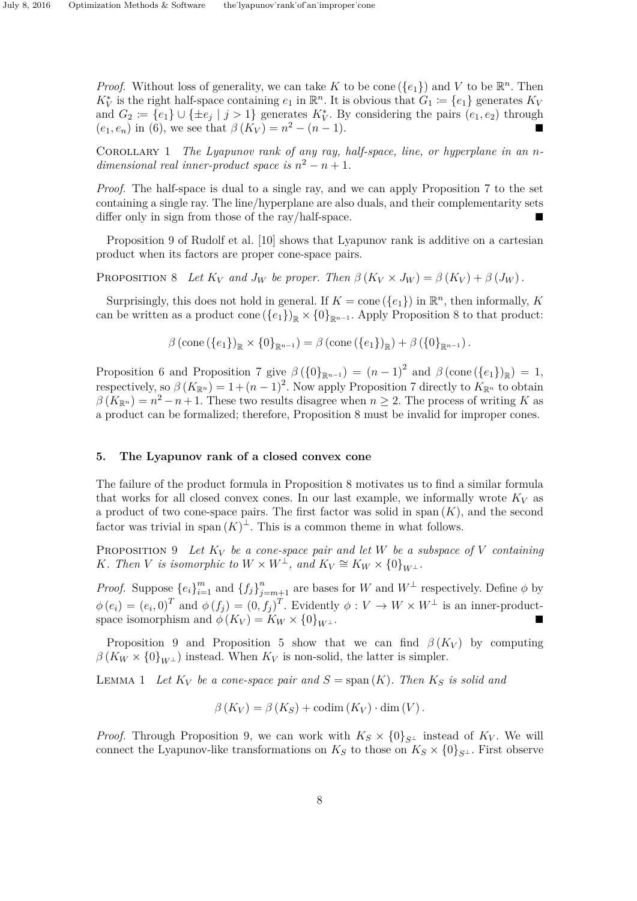*Proof.* Without loss of generality, we can take $K$ to be $\operatorname{cone}(\{e_1\})$ and $V$ to be $\mathbb{R}^n$. Then $K_V^*$ is the right half-space containing $e_1$ in $\mathbb{R}^n$. It is obvious that $G_1 := \{e_1\}$ generates $K_V$ and $G_2 := \{e_1\} \cup \{\pm e_j \mid j > 1\}$ generates $K_V^*$. By considering the pairs $(e_1, e_2)$ through $(e_1, e_n)$ in (6), we see that $\beta(K_V) = n^2 - (n-1)$. ∎

Corollary 1 *The Lyapunov rank of any ray, half-space, line, or hyperplane in an $n$-dimensional real inner-product space is $n^2 - n + 1$.*

*Proof.* The half-space is dual to a single ray, and we can apply Proposition 7 to the set containing a single ray. The line/hyperplane are also duals, and their complementarity sets differ only in sign from those of the ray/half-space. ∎

Proposition 9 of Rudolf et al. [10] shows that Lyapunov rank is additive on a cartesian product when its factors are proper cone-space pairs.

Proposition 8 *Let $K_V$ and $J_W$ be proper. Then $\beta(K_V \times J_W) = \beta(K_V) + \beta(J_W)$.*

Surprisingly, this does not hold in general. If $K = \operatorname{cone}(\{e_1\})$ in $\mathbb{R}^n$, then informally, $K$ can be written as a product $\operatorname{cone}(\{e_1\})_{\mathbb{R}} \times \{0\}_{\mathbb{R}^{n-1}}$. Apply Proposition 8 to that product:

$$\beta\left(\operatorname{cone}(\{e_1\})_{\mathbb{R}} \times \{0\}_{\mathbb{R}^{n-1}}\right) = \beta\left(\operatorname{cone}(\{e_1\})_{\mathbb{R}}\right) + \beta\left(\{0\}_{\mathbb{R}^{n-1}}\right).$$

Proposition 6 and Proposition 7 give $\beta\left(\{0\}_{\mathbb{R}^{n-1}}\right) = (n-1)^2$ and $\beta\left(\operatorname{cone}(\{e_1\})_{\mathbb{R}}\right) = 1$, respectively, so $\beta(K_{\mathbb{R}^n}) = 1 + (n-1)^2$. Now apply Proposition 7 directly to $K_{\mathbb{R}^n}$ to obtain $\beta(K_{\mathbb{R}^n}) = n^2 - n + 1$. These two results disagree when $n \geq 2$. The process of writing $K$ as a product can be formalized; therefore, Proposition 8 must be invalid for improper cones.

## 5. The Lyapunov rank of a closed convex cone

The failure of the product formula in Proposition 8 motivates us to find a similar formula that works for all closed convex cones. In our last example, we informally wrote $K_V$ as a product of two cone-space pairs. The first factor was solid in $\operatorname{span}(K)$, and the second factor was trivial in $\operatorname{span}(K)^{\perp}$. This is a common theme in what follows.

Proposition 9 *Let $K_V$ be a cone-space pair and let $W$ be a subspace of $V$ containing $K$. Then $V$ is isomorphic to $W \times W^{\perp}$, and $K_V \cong K_W \times \{0\}_{W^{\perp}}$.*

*Proof.* Suppose $\{e_i\}_{i=1}^{m}$ and $\{f_j\}_{j=m+1}^{n}$ are bases for $W$ and $W^{\perp}$ respectively. Define $\phi$ by $\phi(e_i) = (e_i, 0)^T$ and $\phi(f_j) = (0, f_j)^T$. Evidently $\phi : V \to W \times W^{\perp}$ is an inner-product-space isomorphism and $\phi(K_V) = K_W \times \{0\}_{W^{\perp}}$. ∎

Proposition 9 and Proposition 5 show that we can find $\beta(K_V)$ by computing $\beta\left(K_W \times \{0\}_{W^{\perp}}\right)$ instead. When $K_V$ is non-solid, the latter is simpler.

Lemma 1 *Let $K_V$ be a cone-space pair and $S = \operatorname{span}(K)$. Then $K_S$ is solid and*

$$\beta(K_V) = \beta(K_S) + \operatorname{codim}(K_V) \cdot \dim(V).$$

*Proof.* Through Proposition 9, we can work with $K_S \times \{0\}_{S^{\perp}}$ instead of $K_V$. We will connect the Lyapunov-like transformations on $K_S$ to those on $K_S \times \{0\}_{S^{\perp}}$. First observe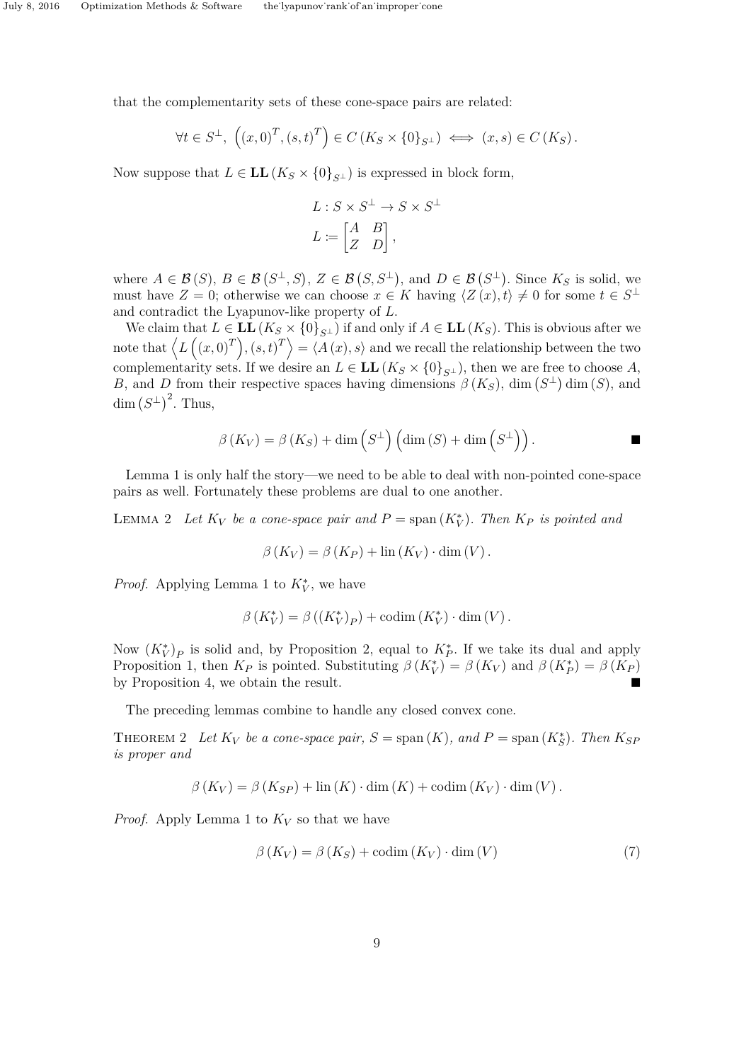that the complementarity sets of these cone-space pairs are related:

$$\forall t \in S^{\perp},\ \left((x,0)^T,(s,t)^T\right) \in C\left(K_S \times \{0\}_{S^\perp}\right) \iff (x,s) \in C\left(K_S\right).$$

Now suppose that $L \in \mathbf{LL}\left(K_S \times \{0\}_{S^\perp}\right)$ is expressed in block form,

$$L : S \times S^{\perp} \to S \times S^{\perp}$$
$$L \coloneqq \begin{bmatrix} A & B \\ Z & D \end{bmatrix},$$

where $A \in \mathcal{B}(S)$, $B \in \mathcal{B}\left(S^\perp, S\right)$, $Z \in \mathcal{B}\left(S, S^\perp\right)$, and $D \in \mathcal{B}\left(S^\perp\right)$. Since $K_S$ is solid, we must have $Z = 0$; otherwise we can choose $x \in K$ having $\langle Z(x), t\rangle \neq 0$ for some $t \in S^\perp$ and contradict the Lyapunov-like property of $L$.

We claim that $L \in \mathbf{LL}\left(K_S \times \{0\}_{S^\perp}\right)$ if and only if $A \in \mathbf{LL}\left(K_S\right)$. This is obvious after we note that $\left\langle L\left((x,0)^T\right),(s,t)^T\right\rangle = \langle A(x), s\rangle$ and we recall the relationship between the two complementarity sets. If we desire an $L \in \mathbf{LL}\left(K_S \times \{0\}_{S^\perp}\right)$, then we are free to choose $A$, $B$, and $D$ from their respective spaces having dimensions $\beta\left(K_S\right)$, $\dim\left(S^\perp\right)\dim\left(S\right)$, and $\dim\left(S^\perp\right)^2$. Thus,

$$\beta\left(K_V\right) = \beta\left(K_S\right) + \dim\left(S^\perp\right)\left(\dim\left(S\right) + \dim\left(S^\perp\right)\right). \qquad \blacksquare$$

Lemma 1 is only half the story—we need to be able to deal with non-pointed cone-space pairs as well. Fortunately these problems are dual to one another.

**Lemma 2** *Let $K_V$ be a cone-space pair and $P = \operatorname{span}\left(K_V^*\right)$. Then $K_P$ is pointed and*

$$\beta\left(K_V\right) = \beta\left(K_P\right) + \operatorname{lin}\left(K_V\right) \cdot \dim\left(V\right).$$

*Proof.* Applying Lemma 1 to $K_V^*$, we have

$$\beta\left(K_V^*\right) = \beta\left(\left(K_V^*\right)_P\right) + \operatorname{codim}\left(K_V^*\right) \cdot \dim\left(V\right).$$

Now $\left(K_V^*\right)_P$ is solid and, by Proposition 2, equal to $K_P^*$. If we take its dual and apply Proposition 1, then $K_P$ is pointed. Substituting $\beta\left(K_V^*\right) = \beta\left(K_V\right)$ and $\beta\left(K_P^*\right) = \beta\left(K_P\right)$ by Proposition 4, we obtain the result. $\blacksquare$

The preceding lemmas combine to handle any closed convex cone.

**Theorem 2** *Let $K_V$ be a cone-space pair, $S = \operatorname{span}\left(K\right)$, and $P = \operatorname{span}\left(K_S^*\right)$. Then $K_{SP}$ is proper and*

$$\beta\left(K_V\right) = \beta\left(K_{SP}\right) + \operatorname{lin}\left(K\right) \cdot \dim\left(K\right) + \operatorname{codim}\left(K_V\right) \cdot \dim\left(V\right).$$

*Proof.* Apply Lemma 1 to $K_V$ so that we have

$$\beta\left(K_V\right) = \beta\left(K_S\right) + \operatorname{codim}\left(K_V\right) \cdot \dim\left(V\right) \tag{7}$$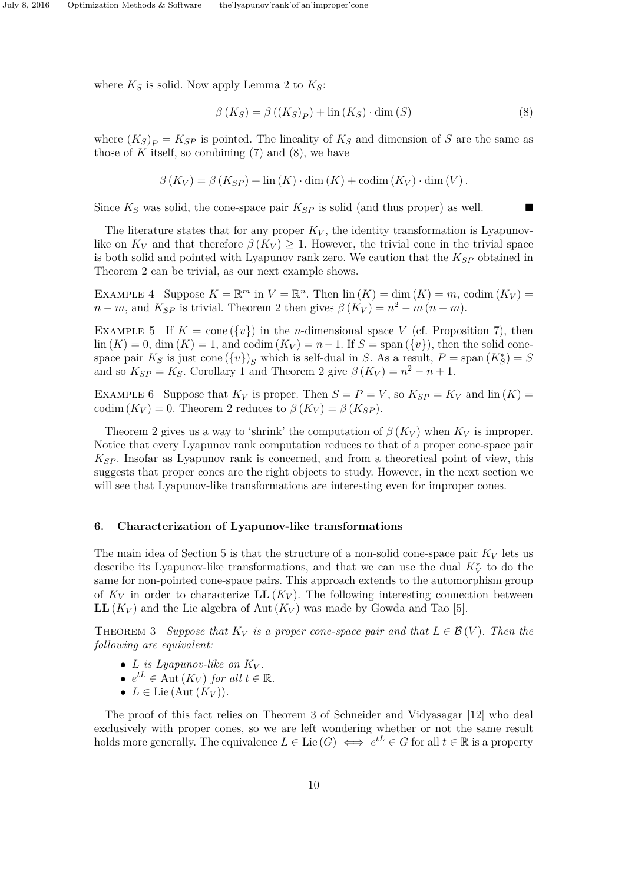where $K_S$ is solid. Now apply Lemma 2 to $K_S$:

$$\beta(K_S) = \beta((K_S)_P) + \operatorname{lin}(K_S) \cdot \dim(S) \tag{8}$$

where $(K_S)_P = K_{SP}$ is pointed. The lineality of $K_S$ and dimension of $S$ are the same as those of $K$ itself, so combining (7) and (8), we have

$$\beta(K_V) = \beta(K_{SP}) + \operatorname{lin}(K) \cdot \dim(K) + \operatorname{codim}(K_V) \cdot \dim(V).$$

Since $K_S$ was solid, the cone-space pair $K_{SP}$ is solid (and thus proper) as well. ■

The literature states that for any proper $K_V$, the identity transformation is Lyapunov-like on $K_V$ and that therefore $\beta(K_V) \geq 1$. However, the trivial cone in the trivial space is both solid and pointed with Lyapunov rank zero. We caution that the $K_{SP}$ obtained in Theorem 2 can be trivial, as our next example shows.

Example 4 Suppose $K = \mathbb{R}^m$ in $V = \mathbb{R}^n$. Then $\operatorname{lin}(K) = \dim(K) = m$, $\operatorname{codim}(K_V) = n - m$, and $K_{SP}$ is trivial. Theorem 2 then gives $\beta(K_V) = n^2 - m(n-m)$.

Example 5 If $K = \operatorname{cone}(\{v\})$ in the $n$-dimensional space $V$ (cf. Proposition 7), then $\operatorname{lin}(K) = 0$, $\dim(K) = 1$, and $\operatorname{codim}(K_V) = n - 1$. If $S = \operatorname{span}(\{v\})$, then the solid cone-space pair $K_S$ is just $\operatorname{cone}(\{v\})_S$ which is self-dual in $S$. As a result, $P = \operatorname{span}(K_S^*) = S$ and so $K_{SP} = K_S$. Corollary 1 and Theorem 2 give $\beta(K_V) = n^2 - n + 1$.

Example 6 Suppose that $K_V$ is proper. Then $S = P = V$, so $K_{SP} = K_V$ and $\operatorname{lin}(K) = \operatorname{codim}(K_V) = 0$. Theorem 2 reduces to $\beta(K_V) = \beta(K_{SP})$.

Theorem 2 gives us a way to 'shrink' the computation of $\beta(K_V)$ when $K_V$ is improper. Notice that every Lyapunov rank computation reduces to that of a proper cone-space pair $K_{SP}$. Insofar as Lyapunov rank is concerned, and from a theoretical point of view, this suggests that proper cones are the right objects to study. However, in the next section we will see that Lyapunov-like transformations are interesting even for improper cones.

## 6. Characterization of Lyapunov-like transformations

The main idea of Section 5 is that the structure of a non-solid cone-space pair $K_V$ lets us describe its Lyapunov-like transformations, and that we can use the dual $K_V^*$ to do the same for non-pointed cone-space pairs. This approach extends to the automorphism group of $K_V$ in order to characterize $\mathbf{LL}(K_V)$. The following interesting connection between $\mathbf{LL}(K_V)$ and the Lie algebra of $\operatorname{Aut}(K_V)$ was made by Gowda and Tao [5].

Theorem 3 *Suppose that $K_V$ is a proper cone-space pair and that $L \in \mathcal{B}(V)$. Then the following are equivalent:*

- *$L$ is Lyapunov-like on $K_V$.*
- *$e^{tL} \in \operatorname{Aut}(K_V)$ for all $t \in \mathbb{R}$.*
- *$L \in \operatorname{Lie}(\operatorname{Aut}(K_V))$.*

The proof of this fact relies on Theorem 3 of Schneider and Vidyasagar [12] who deal exclusively with proper cones, so we are left wondering whether or not the same result holds more generally. The equivalence $L \in \operatorname{Lie}(G) \iff e^{tL} \in G$ for all $t \in \mathbb{R}$ is a property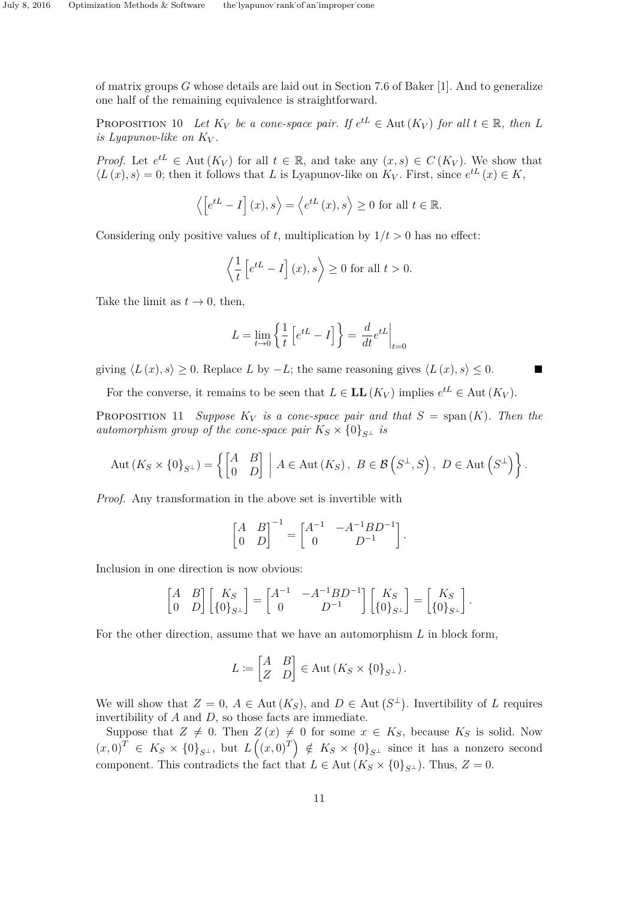of matrix groups $G$ whose details are laid out in Section 7.6 of Baker [1]. And to generalize one half of the remaining equivalence is straightforward.

**Proposition 10** *Let $K_V$ be a cone-space pair. If $e^{tL} \in \operatorname{Aut}(K_V)$ for all $t \in \mathbb{R}$, then $L$ is Lyapunov-like on $K_V$.*

*Proof.* Let $e^{tL} \in \operatorname{Aut}(K_V)$ for all $t \in \mathbb{R}$, and take any $(x,s) \in C(K_V)$. We show that $\langle L(x), s\rangle = 0$; then it follows that $L$ is Lyapunov-like on $K_V$. First, since $e^{tL}(x) \in K$,

$$\left\langle \left[e^{tL} - I\right](x), s \right\rangle = \left\langle e^{tL}(x), s \right\rangle \geq 0 \text{ for all } t \in \mathbb{R}.$$

Considering only positive values of $t$, multiplication by $1/t > 0$ has no effect:

$$\left\langle \frac{1}{t}\left[e^{tL} - I\right](x), s \right\rangle \geq 0 \text{ for all } t > 0.$$

Take the limit as $t \to 0$, then,

$$L = \lim_{t\to 0}\left\{ \frac{1}{t}\left[e^{tL} - I\right]\right\} = \left.\frac{d}{dt}e^{tL}\right|_{t=0}$$

giving $\langle L(x), s\rangle \geq 0$. Replace $L$ by $-L$; the same reasoning gives $\langle L(x), s\rangle \leq 0$. ■

For the converse, it remains to be seen that $L \in \mathbf{LL}(K_V)$ implies $e^{tL} \in \operatorname{Aut}(K_V)$.

**Proposition 11** *Suppose $K_V$ is a cone-space pair and that $S = \operatorname{span}(K)$. Then the automorphism group of the cone-space pair $K_S \times \{0\}_{S^\perp}$ is*

$$\operatorname{Aut}\left(K_S \times \{0\}_{S^\perp}\right) = \left\{ \begin{bmatrix} A & B \\ 0 & D \end{bmatrix} \;\middle|\; A \in \operatorname{Aut}(K_S),\ B \in \mathcal{B}\left(S^\perp, S\right),\ D \in \operatorname{Aut}\left(S^\perp\right) \right\}.$$

*Proof.* Any transformation in the above set is invertible with

$$\begin{bmatrix} A & B \\ 0 & D \end{bmatrix}^{-1} = \begin{bmatrix} A^{-1} & -A^{-1}BD^{-1} \\ 0 & D^{-1} \end{bmatrix}.$$

Inclusion in one direction is now obvious:

$$\begin{bmatrix} A & B \\ 0 & D \end{bmatrix}\begin{bmatrix} K_S \\ \{0\}_{S^\perp} \end{bmatrix} = \begin{bmatrix} A^{-1} & -A^{-1}BD^{-1} \\ 0 & D^{-1} \end{bmatrix}\begin{bmatrix} K_S \\ \{0\}_{S^\perp} \end{bmatrix} = \begin{bmatrix} K_S \\ \{0\}_{S^\perp} \end{bmatrix}.$$

For the other direction, assume that we have an automorphism $L$ in block form,

$$L := \begin{bmatrix} A & B \\ Z & D \end{bmatrix} \in \operatorname{Aut}\left(K_S \times \{0\}_{S^\perp}\right).$$

We will show that $Z = 0$, $A \in \operatorname{Aut}(K_S)$, and $D \in \operatorname{Aut}\left(S^\perp\right)$. Invertibility of $L$ requires invertibility of $A$ and $D$, so those facts are immediate.

Suppose that $Z \neq 0$. Then $Z(x) \neq 0$ for some $x \in K_S$, because $K_S$ is solid. Now $(x,0)^T \in K_S \times \{0\}_{S^\perp}$, but $L\left((x,0)^T\right) \notin K_S \times \{0\}_{S^\perp}$ since it has a nonzero second component. This contradicts the fact that $L \in \operatorname{Aut}\left(K_S \times \{0\}_{S^\perp}\right)$. Thus, $Z = 0$.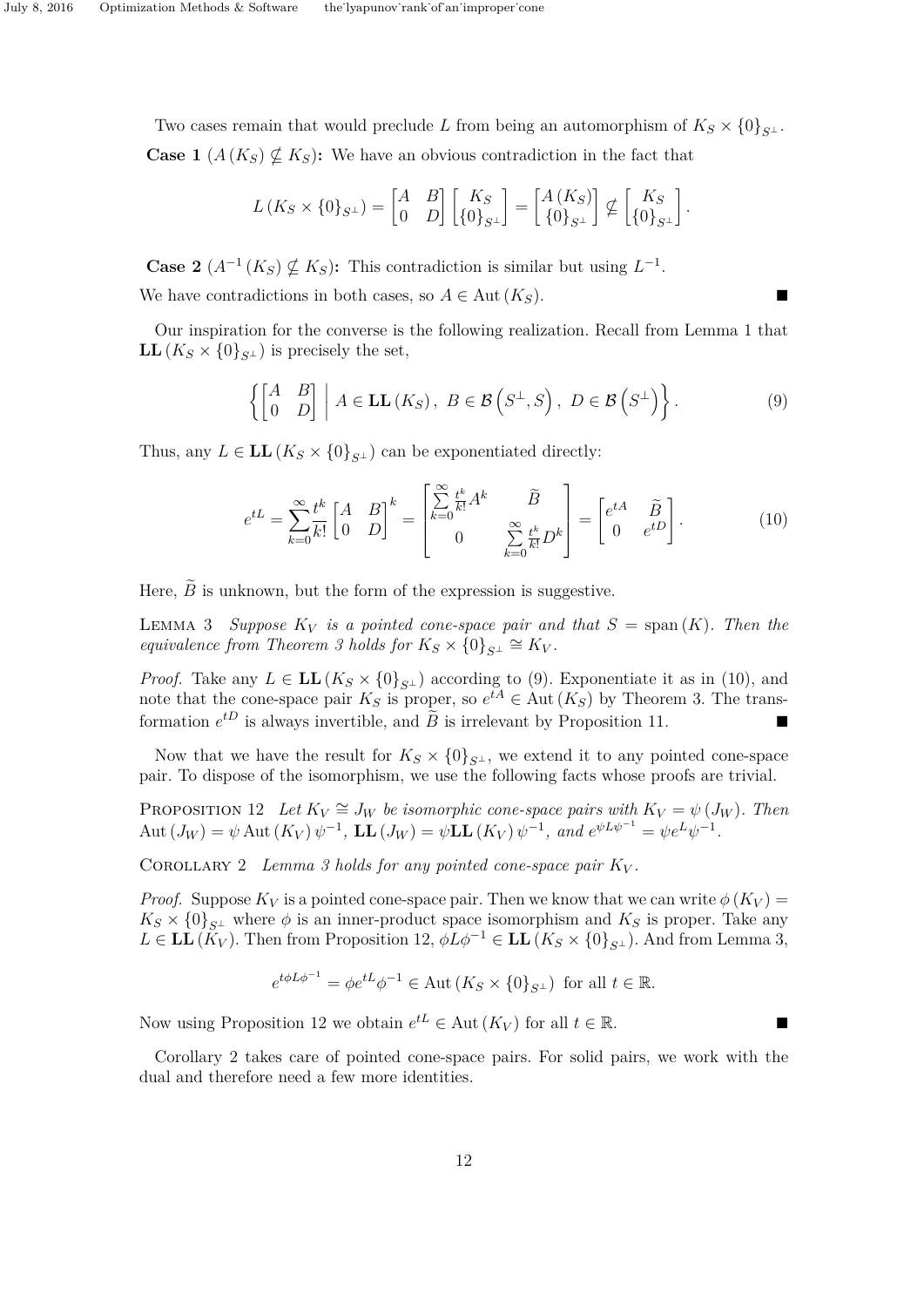Two cases remain that would preclude $L$ from being an automorphism of $K_S \times \{0\}_{S^\perp}$.

**Case 1** ($A(K_S) \nsubseteq K_S$)**:** We have an obvious contradiction in the fact that

$$L(K_S \times \{0\}_{S^\perp}) = \begin{bmatrix} A & B \\ 0 & D \end{bmatrix} \begin{bmatrix} K_S \\ \{0\}_{S^\perp} \end{bmatrix} = \begin{bmatrix} A(K_S) \\ \{0\}_{S^\perp} \end{bmatrix} \nsubseteq \begin{bmatrix} K_S \\ \{0\}_{S^\perp} \end{bmatrix}.$$

**Case 2** ($A^{-1}(K_S) \nsubseteq K_S$)**:** This contradiction is similar but using $L^{-1}$.

We have contradictions in both cases, so $A \in \operatorname{Aut}(K_S)$. ∎

Our inspiration for the converse is the following realization. Recall from Lemma 1 that $\mathbf{LL}(K_S \times \{0\}_{S^\perp})$ is precisely the set,

$$\left\{ \begin{bmatrix} A & B \\ 0 & D \end{bmatrix} \;\middle|\; A \in \mathbf{LL}(K_S),\ B \in \mathcal{B}\left(S^\perp, S\right),\ D \in \mathcal{B}\left(S^\perp\right) \right\}. \tag{9}$$

Thus, any $L \in \mathbf{LL}(K_S \times \{0\}_{S^\perp})$ can be exponentiated directly:

$$e^{tL} = \sum_{k=0}^{\infty} \frac{t^k}{k!} \begin{bmatrix} A & B \\ 0 & D \end{bmatrix}^k = \begin{bmatrix} \sum\limits_{k=0}^{\infty} \frac{t^k}{k!} A^k & \widetilde{B} \\ 0 & \sum\limits_{k=0}^{\infty} \frac{t^k}{k!} D^k \end{bmatrix} = \begin{bmatrix} e^{tA} & \widetilde{B} \\ 0 & e^{tD} \end{bmatrix}. \tag{10}$$

Here, $\widetilde{B}$ is unknown, but the form of the expression is suggestive.

Lemma 3 *Suppose $K_V$ is a pointed cone-space pair and that $S = \operatorname{span}(K)$. Then the equivalence from Theorem 3 holds for $K_S \times \{0\}_{S^\perp} \cong K_V$.*

*Proof.* Take any $L \in \mathbf{LL}(K_S \times \{0\}_{S^\perp})$ according to (9). Exponentiate it as in (10), and note that the cone-space pair $K_S$ is proper, so $e^{tA} \in \operatorname{Aut}(K_S)$ by Theorem 3. The transformation $e^{tD}$ is always invertible, and $\widetilde{B}$ is irrelevant by Proposition 11. ∎

Now that we have the result for $K_S \times \{0\}_{S^\perp}$, we extend it to any pointed cone-space pair. To dispose of the isomorphism, we use the following facts whose proofs are trivial.

Proposition 12 *Let $K_V \cong J_W$ be isomorphic cone-space pairs with $K_V = \psi(J_W)$. Then $\operatorname{Aut}(J_W) = \psi \operatorname{Aut}(K_V)\psi^{-1}$, $\mathbf{LL}(J_W) = \psi \mathbf{LL}(K_V)\psi^{-1}$, and $e^{\psi L \psi^{-1}} = \psi e^L \psi^{-1}$.*

Corollary 2 *Lemma 3 holds for any pointed cone-space pair $K_V$.*

*Proof.* Suppose $K_V$ is a pointed cone-space pair. Then we know that we can write $\phi(K_V) = K_S \times \{0\}_{S^\perp}$ where $\phi$ is an inner-product space isomorphism and $K_S$ is proper. Take any $L \in \mathbf{LL}(K_V)$. Then from Proposition 12, $\phi L \phi^{-1} \in \mathbf{LL}(K_S \times \{0\}_{S^\perp})$. And from Lemma 3,

$$e^{t\phi L \phi^{-1}} = \phi e^{tL} \phi^{-1} \in \operatorname{Aut}(K_S \times \{0\}_{S^\perp}) \text{ for all } t \in \mathbb{R}.$$

Now using Proposition 12 we obtain $e^{tL} \in \operatorname{Aut}(K_V)$ for all $t \in \mathbb{R}$. ∎

Corollary 2 takes care of pointed cone-space pairs. For solid pairs, we work with the dual and therefore need a few more identities.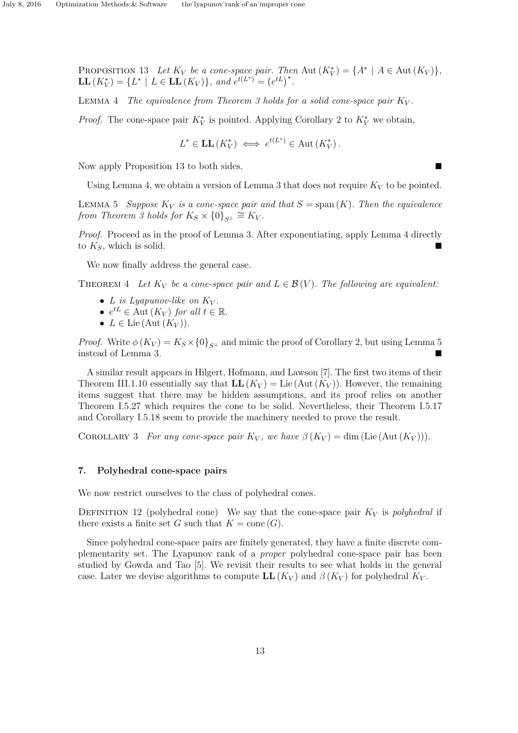Proposition 13 *Let $K_V$ be a cone-space pair. Then* $\operatorname{Aut}(K_V^*) = \{A^* \mid A \in \operatorname{Aut}(K_V)\}$, $\mathbf{LL}(K_V^*) = \{L^* \mid L \in \mathbf{LL}(K_V)\}$, *and* $e^{t(L^*)} = \left(e^{tL}\right)^*$.

Lemma 4 *The equivalence from Theorem 3 holds for a solid cone-space pair $K_V$.*

*Proof.* The cone-space pair $K_V^*$ is pointed. Applying Corollary 2 to $K_V^*$ we obtain,

$$L^* \in \mathbf{LL}(K_V^*) \iff e^{t(L^*)} \in \operatorname{Aut}(K_V^*).$$

Now apply Proposition 13 to both sides. ■

Using Lemma 4, we obtain a version of Lemma 3 that does not require $K_V$ to be pointed.

Lemma 5 *Suppose $K_V$ is a cone-space pair and that $S = \operatorname{span}(K)$. Then the equivalence from Theorem 3 holds for $K_S \times \{0\}_{S^\perp} \cong K_V$.*

*Proof.* Proceed as in the proof of Lemma 3. After exponentiating, apply Lemma 4 directly to $K_S$, which is solid. ■

We now finally address the general case.

Theorem 4 *Let $K_V$ be a cone-space pair and $L \in \mathcal{B}(V)$. The following are equivalent:*

- *$L$ is Lyapunov-like on $K_V$.*
- *$e^{tL} \in \operatorname{Aut}(K_V)$ for all $t \in \mathbb{R}$.*
- *$L \in \operatorname{Lie}(\operatorname{Aut}(K_V))$.*

*Proof.* Write $\phi(K_V) = K_S \times \{0\}_{S^\perp}$ and mimic the proof of Corollary 2, but using Lemma 5 instead of Lemma 3. ■

A similar result appears in Hilgert, Hofmann, and Lawson [7]. The first two items of their Theorem III.1.10 essentially say that $\mathbf{LL}(K_V) = \operatorname{Lie}(\operatorname{Aut}(K_V))$. However, the remaining items suggest that there may be hidden assumptions, and its proof relies on another Theorem I.5.27 which requires the cone to be solid. Nevertheless, their Theorem I.5.17 and Corollary I.5.18 seem to provide the machinery needed to prove the result.

Corollary 3 *For any cone-space pair $K_V$, we have $\beta(K_V) = \dim(\operatorname{Lie}(\operatorname{Aut}(K_V)))$.*

## 7. Polyhedral cone-space pairs

We now restrict ourselves to the class of polyhedral cones.

Definition 12 (polyhedral cone) We say that the cone-space pair $K_V$ is *polyhedral* if there exists a finite set $G$ such that $K = \operatorname{cone}(G)$.

Since polyhedral cone-space pairs are finitely generated, they have a finite discrete complementarity set. The Lyapunov rank of a *proper* polyhedral cone-space pair has been studied by Gowda and Tao [5]. We revisit their results to see what holds in the general case. Later we devise algorithms to compute $\mathbf{LL}(K_V)$ and $\beta(K_V)$ for polyhedral $K_V$.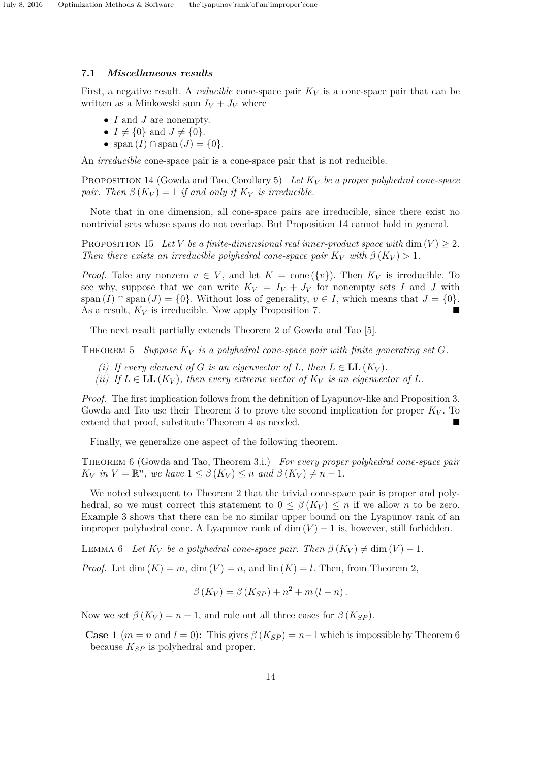### 7.1 *Miscellaneous results*

First, a negative result. A *reducible* cone-space pair $K_V$ is a cone-space pair that can be written as a Minkowski sum $I_V + J_V$ where

- $I$ and $J$ are nonempty.
- $I \neq \{0\}$ and $J \neq \{0\}$.
- $\operatorname{span}(I) \cap \operatorname{span}(J) = \{0\}$.

An *irreducible* cone-space pair is a cone-space pair that is not reducible.

Proposition 14 (Gowda and Tao, Corollary 5) *Let $K_V$ be a proper polyhedral cone-space pair. Then $\beta(K_V) = 1$ if and only if $K_V$ is irreducible.*

Note that in one dimension, all cone-space pairs are irreducible, since there exist no nontrivial sets whose spans do not overlap. But Proposition 14 cannot hold in general.

Proposition 15 *Let $V$ be a finite-dimensional real inner-product space with $\dim(V) \geq 2$. Then there exists an irreducible polyhedral cone-space pair $K_V$ with $\beta(K_V) > 1$.*

*Proof.* Take any nonzero $v \in V$, and let $K = \operatorname{cone}(\{v\})$. Then $K_V$ is irreducible. To see why, suppose that we can write $K_V = I_V + J_V$ for nonempty sets $I$ and $J$ with $\operatorname{span}(I) \cap \operatorname{span}(J) = \{0\}$. Without loss of generality, $v \in I$, which means that $J = \{0\}$. As a result, $K_V$ is irreducible. Now apply Proposition 7. ∎

The next result partially extends Theorem 2 of Gowda and Tao [5].

Theorem 5 *Suppose $K_V$ is a polyhedral cone-space pair with finite generating set $G$.*

*(i) If every element of $G$ is an eigenvector of $L$, then $L \in \mathbf{LL}(K_V)$.*
*(ii) If $L \in \mathbf{LL}(K_V)$, then every extreme vector of $K_V$ is an eigenvector of $L$.*

*Proof.* The first implication follows from the definition of Lyapunov-like and Proposition 3. Gowda and Tao use their Theorem 3 to prove the second implication for proper $K_V$. To extend that proof, substitute Theorem 4 as needed. ∎

Finally, we generalize one aspect of the following theorem.

Theorem 6 (Gowda and Tao, Theorem 3.i.) *For every proper polyhedral cone-space pair $K_V$ in $V = \mathbb{R}^n$, we have $1 \leq \beta(K_V) \leq n$ and $\beta(K_V) \neq n - 1$.*

We noted subsequent to Theorem 2 that the trivial cone-space pair is proper and polyhedral, so we must correct this statement to $0 \leq \beta(K_V) \leq n$ if we allow $n$ to be zero. Example 3 shows that there can be no similar upper bound on the Lyapunov rank of an improper polyhedral cone. A Lyapunov rank of $\dim(V) - 1$ is, however, still forbidden.

Lemma 6 *Let $K_V$ be a polyhedral cone-space pair. Then $\beta(K_V) \neq \dim(V) - 1$.*

*Proof.* Let $\dim(K) = m$, $\dim(V) = n$, and $\operatorname{lin}(K) = l$. Then, from Theorem 2,

$$\beta(K_V) = \beta(K_{SP}) + n^2 + m(l - n).$$

Now we set $\beta(K_V) = n - 1$, and rule out all three cases for $\beta(K_{SP})$.

**Case 1** ($m = n$ and $l = 0$)**:** This gives $\beta(K_{SP}) = n-1$ which is impossible by Theorem 6 because $K_{SP}$ is polyhedral and proper.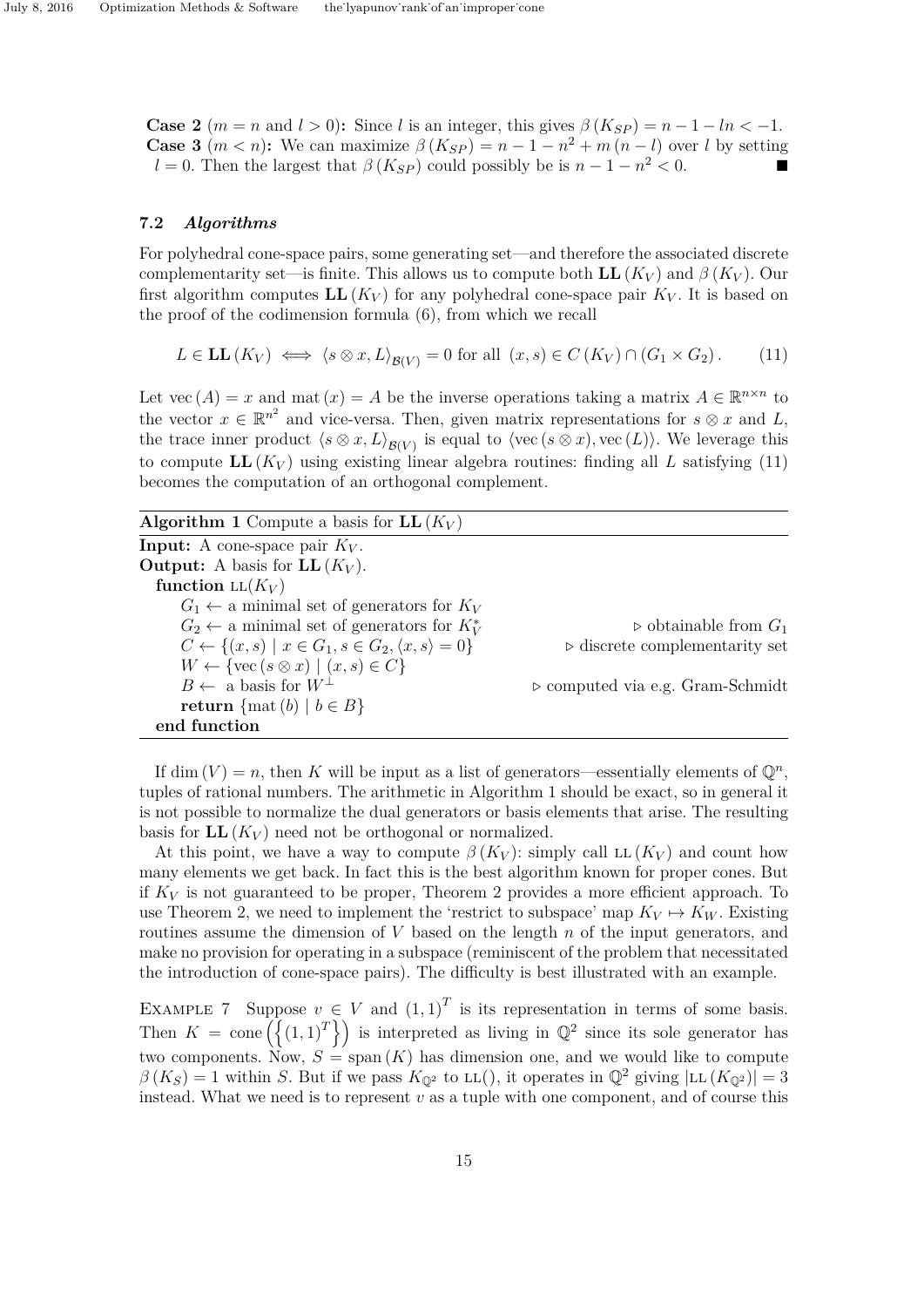**Case 2** ($m = n$ and $l > 0$)**:** Since $l$ is an integer, this gives $\beta(K_{SP}) = n - 1 - ln < -1$.

**Case 3** ($m < n$)**:** We can maximize $\beta(K_{SP}) = n - 1 - n^2 + m(n - l)$ over $l$ by setting $l = 0$. Then the largest that $\beta(K_{SP})$ could possibly be is $n - 1 - n^2 < 0$. ∎

### 7.2 *Algorithms*

For polyhedral cone-space pairs, some generating set—and therefore the associated discrete complementarity set—is finite. This allows us to compute both $\mathbf{LL}(K_V)$ and $\beta(K_V)$. Our first algorithm computes $\mathbf{LL}(K_V)$ for any polyhedral cone-space pair $K_V$. It is based on the proof of the codimension formula (6), from which we recall

$$L \in \mathbf{LL}(K_V) \iff \langle s \otimes x, L \rangle_{\mathcal{B}(V)} = 0 \text{ for all } (x, s) \in C(K_V) \cap (G_1 \times G_2). \tag{11}$$

Let $\operatorname{vec}(A) = x$ and $\operatorname{mat}(x) = A$ be the inverse operations taking a matrix $A \in \mathbb{R}^{n \times n}$ to the vector $x \in \mathbb{R}^{n^2}$ and vice-versa. Then, given matrix representations for $s \otimes x$ and $L$, the trace inner product $\langle s \otimes x, L \rangle_{\mathcal{B}(V)}$ is equal to $\langle \operatorname{vec}(s \otimes x), \operatorname{vec}(L) \rangle$. We leverage this to compute $\mathbf{LL}(K_V)$ using existing linear algebra routines: finding all $L$ satisfying (11) becomes the computation of an orthogonal complement.

**Algorithm 1** Compute a basis for $\mathbf{LL}(K_V)$

**Input:** A cone-space pair $K_V$.
**Output:** A basis for $\mathbf{LL}(K_V)$.

```
function LL(K_V)
    G_1 ← a minimal set of generators for K_V
    G_2 ← a minimal set of generators for K_V^*          ▷ obtainable from G_1
    C ← {(x, s) | x ∈ G_1, s ∈ G_2, ⟨x, s⟩ = 0}            ▷ discrete complementarity set
    W ← {vec(s ⊗ x) | (x, s) ∈ C}
    B ← a basis for W^⊥                                   ▷ computed via e.g. Gram-Schmidt
    return {mat(b) | b ∈ B}
end function
```

If $\dim(V) = n$, then $K$ will be input as a list of generators—essentially elements of $\mathbb{Q}^n$, tuples of rational numbers. The arithmetic in Algorithm 1 should be exact, so in general it is not possible to normalize the dual generators or basis elements that arise. The resulting basis for $\mathbf{LL}(K_V)$ need not be orthogonal or normalized.

At this point, we have a way to compute $\beta(K_V)$: simply call $\text{LL}(K_V)$ and count how many elements we get back. In fact this is the best algorithm known for proper cones. But if $K_V$ is not guaranteed to be proper, Theorem 2 provides a more efficient approach. To use Theorem 2, we need to implement the 'restrict to subspace' map $K_V \mapsto K_W$. Existing routines assume the dimension of $V$ based on the length $n$ of the input generators, and make no provision for operating in a subspace (reminiscent of the problem that necessitated the introduction of cone-space pairs). The difficulty is best illustrated with an example.

Example 7 Suppose $v \in V$ and $(1,1)^T$ is its representation in terms of some basis. Then $K = \operatorname{cone}\left(\left\{(1,1)^T\right\}\right)$ is interpreted as living in $\mathbb{Q}^2$ since its sole generator has two components. Now, $S = \operatorname{span}(K)$ has dimension one, and we would like to compute $\beta(K_S) = 1$ within $S$. But if we pass $K_{\mathbb{Q}^2}$ to $\text{LL}()$, it operates in $\mathbb{Q}^2$ giving $|\text{LL}(K_{\mathbb{Q}^2})| = 3$ instead. What we need is to represent $v$ as a tuple with one component, and of course this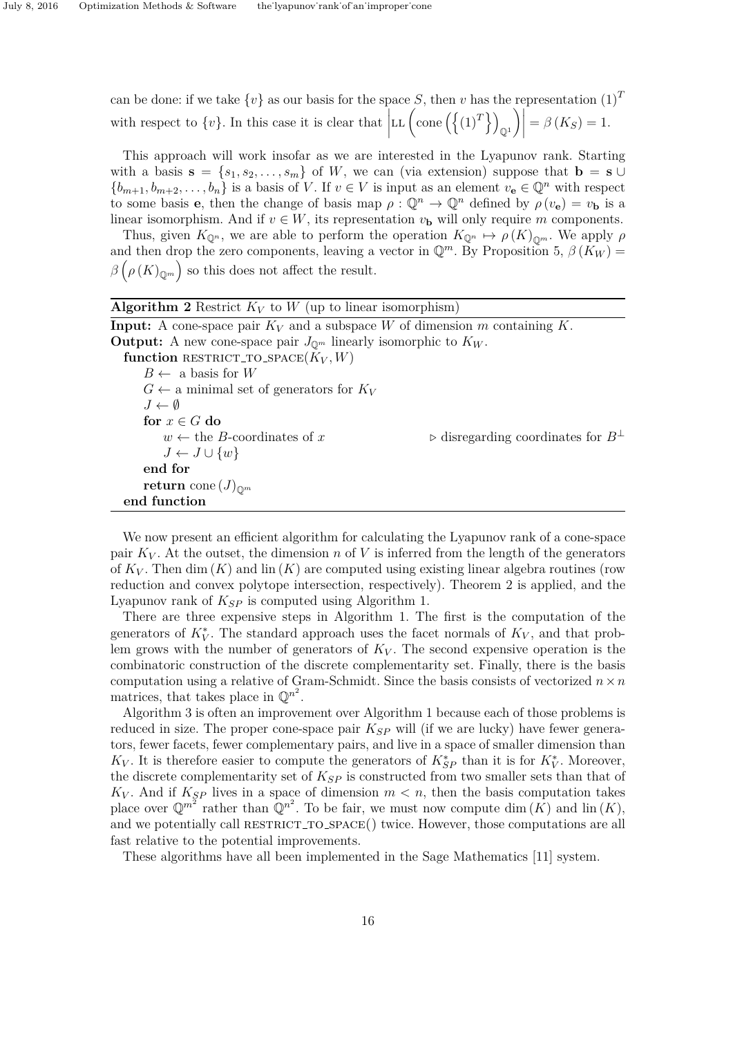can be done: if we take $\{v\}$ as our basis for the space $S$, then $v$ has the representation $(1)^T$ with respect to $\{v\}$. In this case it is clear that $\left|\text{LL}\left(\text{cone}\left(\left\{(1)^T\right\}\right)_{\mathbb{Q}^1}\right)\right| = \beta(K_S) = 1$.

This approach will work insofar as we are interested in the Lyapunov rank. Starting with a basis $\mathbf{s} = \{s_1, s_2, \ldots, s_m\}$ of $W$, we can (via extension) suppose that $\mathbf{b} = \mathbf{s} \cup \{b_{m+1}, b_{m+2}, \ldots, b_n\}$ is a basis of $V$. If $v \in V$ is input as an element $v_{\mathbf{e}} \in \mathbb{Q}^n$ with respect to some basis $\mathbf{e}$, then the change of basis map $\rho : \mathbb{Q}^n \to \mathbb{Q}^n$ defined by $\rho(v_{\mathbf{e}}) = v_{\mathbf{b}}$ is a linear isomorphism. And if $v \in W$, its representation $v_{\mathbf{b}}$ will only require $m$ components.

Thus, given $K_{\mathbb{Q}^n}$, we are able to perform the operation $K_{\mathbb{Q}^n} \mapsto \rho(K)_{\mathbb{Q}^m}$. We apply $\rho$ and then drop the zero components, leaving a vector in $\mathbb{Q}^m$. By Proposition 5, $\beta(K_W) = \beta\left(\rho(K)_{\mathbb{Q}^m}\right)$ so this does not affect the result.

**Algorithm 2** Restrict $K_V$ to $W$ (up to linear isomorphism)

**Input:** A cone-space pair $K_V$ and a subspace $W$ of dimension $m$ containing $K$.
**Output:** A new cone-space pair $J_{\mathbb{Q}^m}$ linearly isomorphic to $K_W$.

```
function RESTRICT_TO_SPACE(K_V, W)
    B ← a basis for W
    G ← a minimal set of generators for K_V
    J ← ∅
    for x ∈ G do
        w ← the B-coordinates of x          ▷ disregarding coordinates for B^⊥
        J ← J ∪ {w}
    end for
    return cone(J)_{Q^m}
end function
```

We now present an efficient algorithm for calculating the Lyapunov rank of a cone-space pair $K_V$. At the outset, the dimension $n$ of $V$ is inferred from the length of the generators of $K_V$. Then $\dim(K)$ and $\text{lin}(K)$ are computed using existing linear algebra routines (row reduction and convex polytope intersection, respectively). Theorem 2 is applied, and the Lyapunov rank of $K_{SP}$ is computed using Algorithm 1.

There are three expensive steps in Algorithm 1. The first is the computation of the generators of $K_V^*$. The standard approach uses the facet normals of $K_V$, and that problem grows with the number of generators of $K_V$. The second expensive operation is the combinatoric construction of the discrete complementarity set. Finally, there is the basis computation using a relative of Gram-Schmidt. Since the basis consists of vectorized $n \times n$ matrices, that takes place in $\mathbb{Q}^{n^2}$.

Algorithm 3 is often an improvement over Algorithm 1 because each of those problems is reduced in size. The proper cone-space pair $K_{SP}$ will (if we are lucky) have fewer generators, fewer facets, fewer complementary pairs, and live in a space of smaller dimension than $K_V$. It is therefore easier to compute the generators of $K_{SP}^*$ than it is for $K_V^*$. Moreover, the discrete complementarity set of $K_{SP}$ is constructed from two smaller sets than that of $K_V$. And if $K_{SP}$ lives in a space of dimension $m < n$, then the basis computation takes place over $\mathbb{Q}^{m^2}$ rather than $\mathbb{Q}^{n^2}$. To be fair, we must now compute $\dim(K)$ and $\text{lin}(K)$, and we potentially call RESTRICT_TO_SPACE() twice. However, those computations are all fast relative to the potential improvements.

These algorithms have all been implemented in the Sage Mathematics [11] system.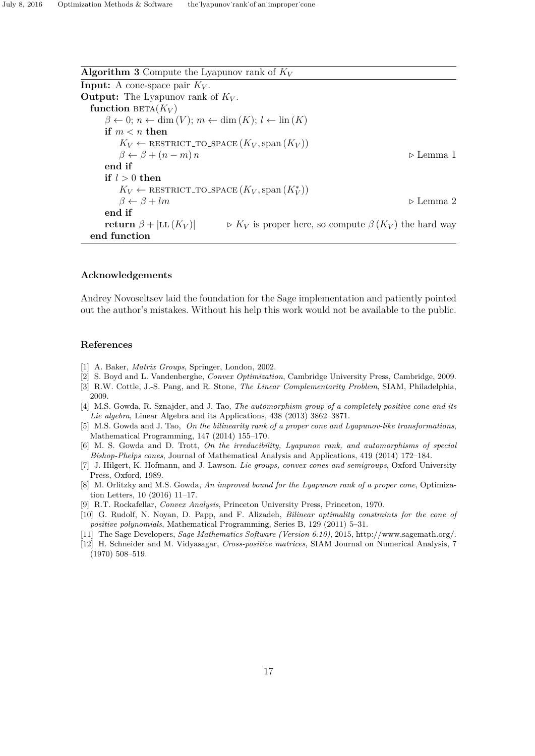**Algorithm 3** Compute the Lyapunov rank of $K_V$

**Input:** A cone-space pair $K_V$.
**Output:** The Lyapunov rank of $K_V$.

```
function BETA(K_V)
    β ← 0; n ← dim(V); m ← dim(K); l ← lin(K)
    if m < n then
        K_V ← RESTRICT_TO_SPACE(K_V, span(K_V))
        β ← β + (n − m) n                                  ▷ Lemma 1
    end if
    if l > 0 then
        K_V ← RESTRICT_TO_SPACE(K_V, span(K_V^*))
        β ← β + lm                                         ▷ Lemma 2
    end if
    return β + |LL(K_V)|       ▷ K_V is proper here, so compute β(K_V) the hard way
end function
```

## Acknowledgements

Andrey Novoseltsev laid the foundation for the Sage implementation and patiently pointed out the author's mistakes. Without his help this work would not be available to the public.

## References

[1] A. Baker, *Matrix Groups*, Springer, London, 2002.

[2] S. Boyd and L. Vandenberghe, *Convex Optimization*, Cambridge University Press, Cambridge, 2009.

[3] R.W. Cottle, J.-S. Pang, and R. Stone, *The Linear Complementarity Problem*, SIAM, Philadelphia, 2009.

[4] M.S. Gowda, R. Sznajder, and J. Tao, *The automorphism group of a completely positive cone and its Lie algebra*, Linear Algebra and its Applications, 438 (2013) 3862–3871.

[5] M.S. Gowda and J. Tao, *On the bilinearity rank of a proper cone and Lyapunov-like transformations*, Mathematical Programming, 147 (2014) 155–170.

[6] M. S. Gowda and D. Trott, *On the irreducibility, Lyapunov rank, and automorphisms of special Bishop-Phelps cones*, Journal of Mathematical Analysis and Applications, 419 (2014) 172–184.

[7] J. Hilgert, K. Hofmann, and J. Lawson. *Lie groups, convex cones and semigroups*, Oxford University Press, Oxford, 1989.

[8] M. Orlitzky and M.S. Gowda, *An improved bound for the Lyapunov rank of a proper cone*, Optimization Letters, 10 (2016) 11–17.

[9] R.T. Rockafellar, *Convex Analysis*, Princeton University Press, Princeton, 1970.

[10] G. Rudolf, N. Noyan, D. Papp, and F. Alizadeh, *Bilinear optimality constraints for the cone of positive polynomials*, Mathematical Programming, Series B, 129 (2011) 5–31.

[11] The Sage Developers, *Sage Mathematics Software (Version 6.10)*, 2015, http://www.sagemath.org/.

[12] H. Schneider and M. Vidyasagar, *Cross-positive matrices*, SIAM Journal on Numerical Analysis, 7 (1970) 508–519.